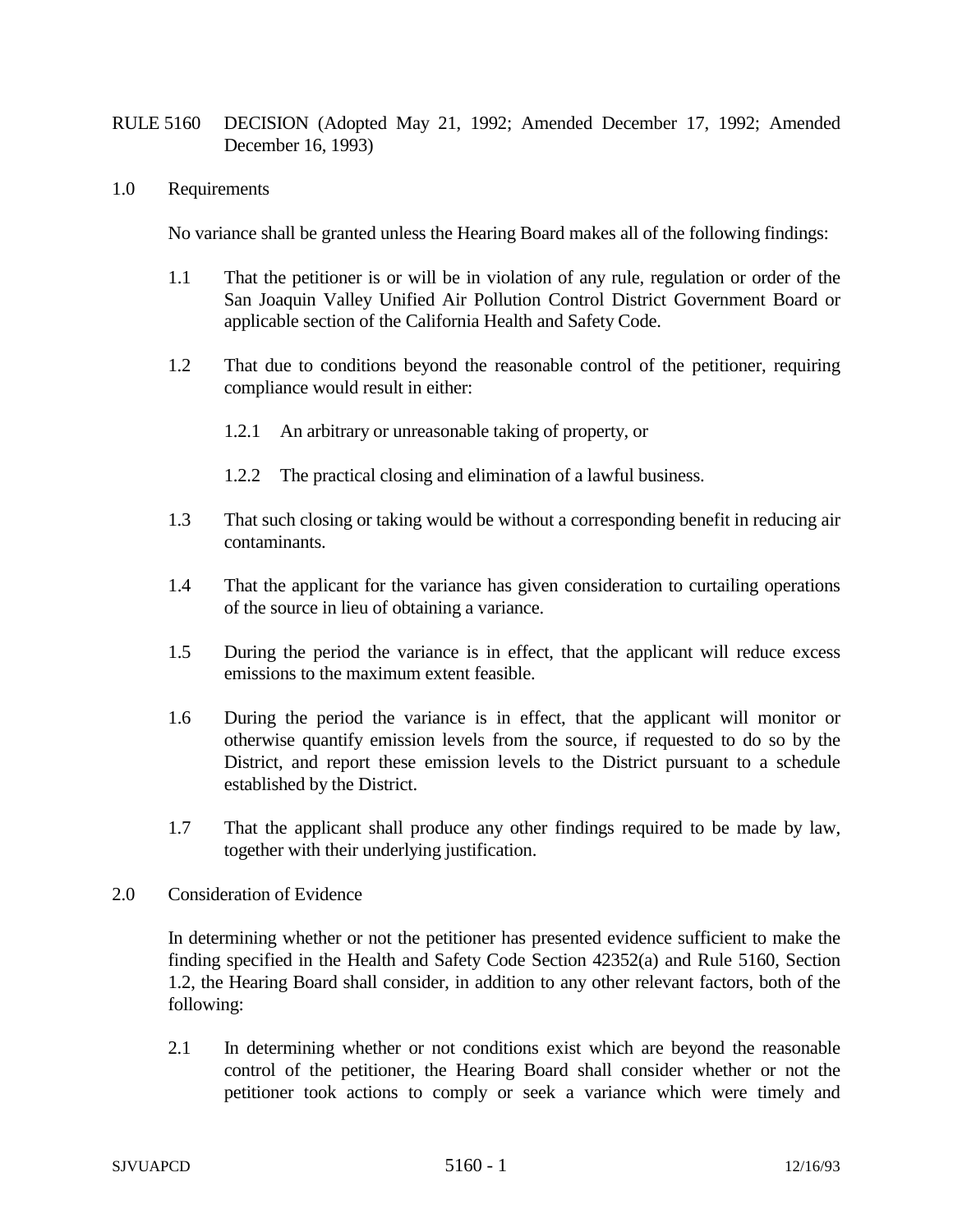# RULE 5160 DECISION (Adopted May 21, 1992; Amended December 17, 1992; Amended December 16, 1993)

## 1.0 Requirements

No variance shall be granted unless the Hearing Board makes all of the following findings:

1.1 That the petitioner is or will be in violation of any rule, regulation or order of the San Joaquin Valley Unified Air Pollution Control District Government Board or applicable section of the California Health and Safety Code.

1.2 That due to conditions beyond the reasonable control of the petitioner, requiring compliance would result in either:

1.2.1 An arbitrary or unreasonable taking of property, or

1.2.2 The practical closing and elimination of a lawful business.

1.3 That such closing or taking would be without a corresponding benefit in reducing air contaminants.

1.4 That the applicant for the variance has given consideration to curtailing operations of the source in lieu of obtaining a variance.

1.5 During the period the variance is in effect, that the applicant will reduce excess emissions to the maximum extent feasible.

1.6 During the period the variance is in effect, that the applicant will monitor or otherwise quantify emission levels from the source, if requested to do so by the District, and report these emission levels to the District pursuant to a schedule established by the District.

1.7 That the applicant shall produce any other findings required to be made by law, together with their underlying justification.

## 2.0 Consideration of Evidence

In determining whether or not the petitioner has presented evidence sufficient to make the finding specified in the Health and Safety Code Section 42352(a) and Rule 5160, Section 1.2, the Hearing Board shall consider, in addition to any other relevant factors, both of the following:

2.1 In determining whether or not conditions exist which are beyond the reasonable control of the petitioner, the Hearing Board shall consider whether or not the petitioner took actions to comply or seek a variance which were timely and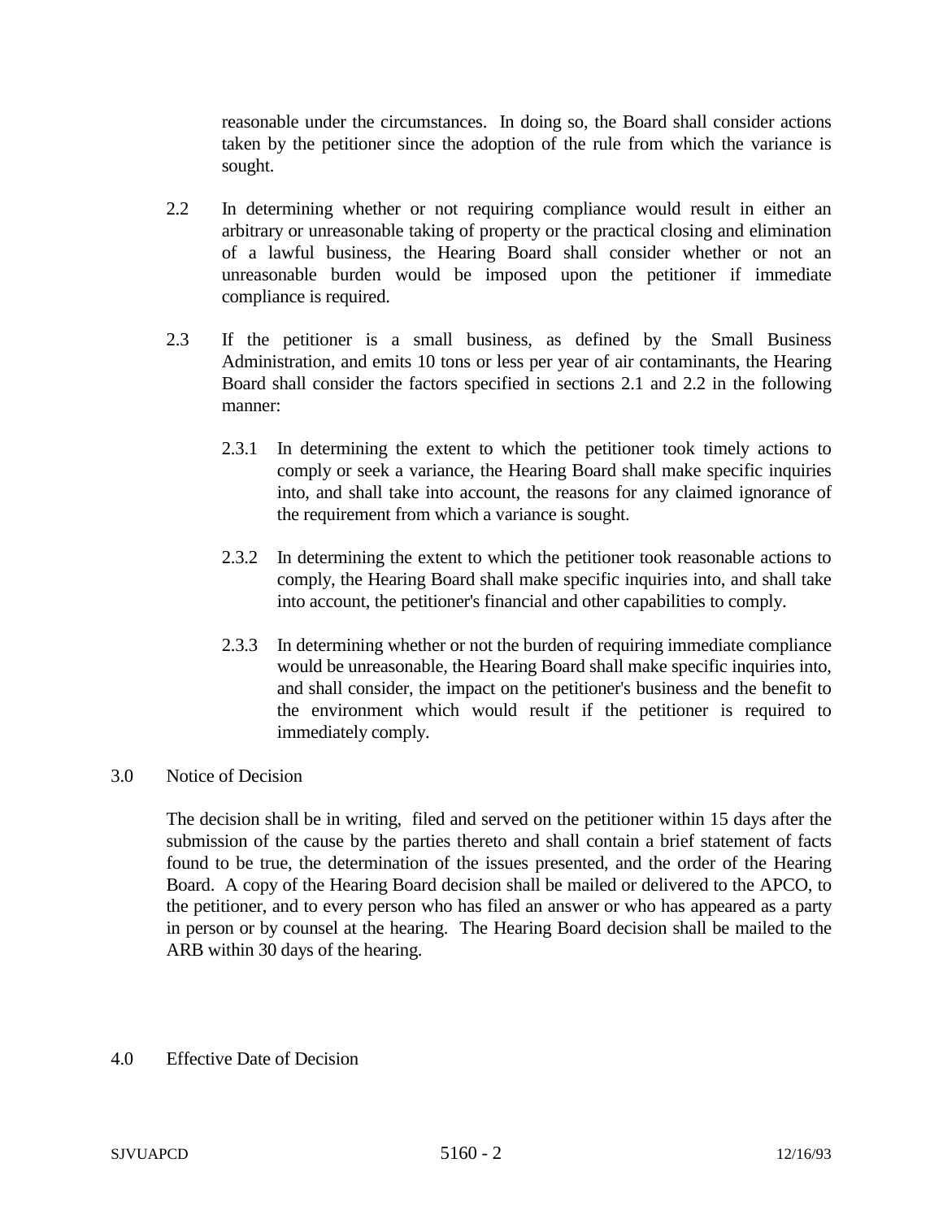reasonable under the circumstances. In doing so, the Board shall consider actions taken by the petitioner since the adoption of the rule from which the variance is sought.

2.2 In determining whether or not requiring compliance would result in either an arbitrary or unreasonable taking of property or the practical closing and elimination of a lawful business, the Hearing Board shall consider whether or not an unreasonable burden would be imposed upon the petitioner if immediate compliance is required.

2.3 If the petitioner is a small business, as defined by the Small Business Administration, and emits 10 tons or less per year of air contaminants, the Hearing Board shall consider the factors specified in sections 2.1 and 2.2 in the following manner:

2.3.1 In determining the extent to which the petitioner took timely actions to comply or seek a variance, the Hearing Board shall make specific inquiries into, and shall take into account, the reasons for any claimed ignorance of the requirement from which a variance is sought.

2.3.2 In determining the extent to which the petitioner took reasonable actions to comply, the Hearing Board shall make specific inquiries into, and shall take into account, the petitioner's financial and other capabilities to comply.

2.3.3 In determining whether or not the burden of requiring immediate compliance would be unreasonable, the Hearing Board shall make specific inquiries into, and shall consider, the impact on the petitioner's business and the benefit to the environment which would result if the petitioner is required to immediately comply.

## 3.0 Notice of Decision

The decision shall be in writing, filed and served on the petitioner within 15 days after the submission of the cause by the parties thereto and shall contain a brief statement of facts found to be true, the determination of the issues presented, and the order of the Hearing Board. A copy of the Hearing Board decision shall be mailed or delivered to the APCO, to the petitioner, and to every person who has filed an answer or who has appeared as a party in person or by counsel at the hearing. The Hearing Board decision shall be mailed to the ARB within 30 days of the hearing.

## 4.0 Effective Date of Decision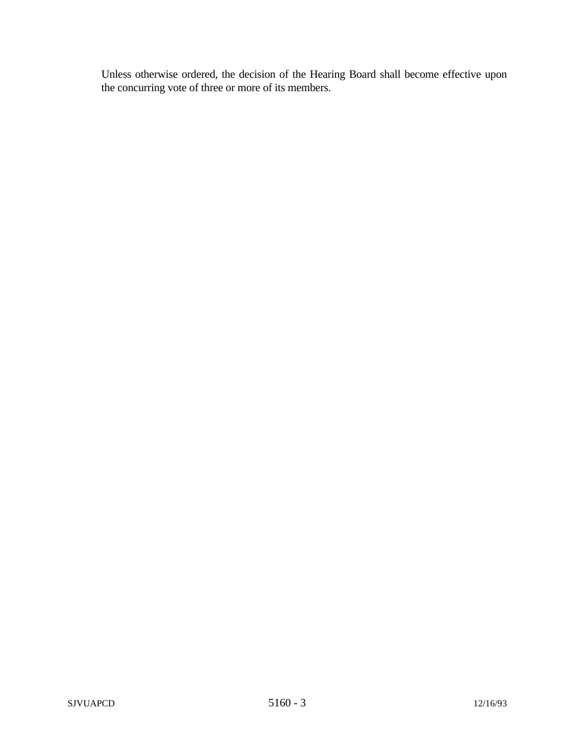Unless otherwise ordered, the decision of the Hearing Board shall become effective upon the concurring vote of three or more of its members.